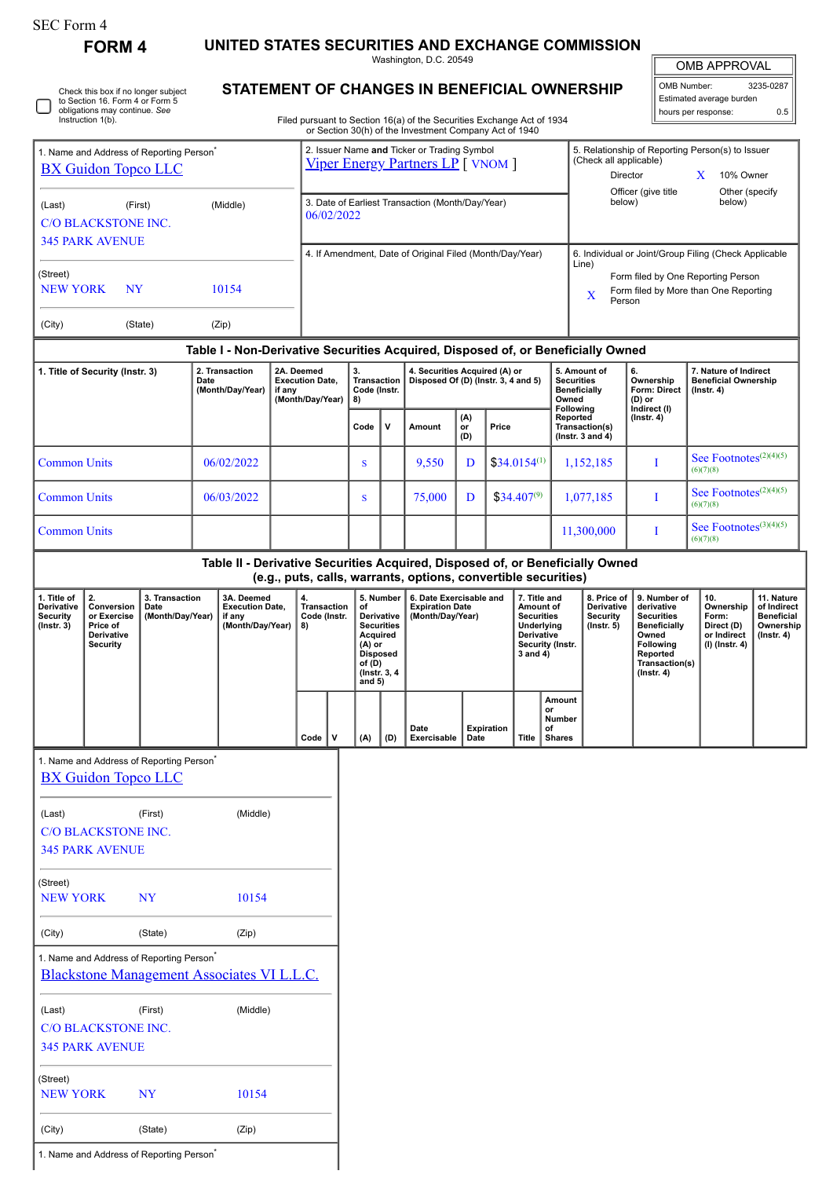SEC Form 4

**FORM 4**

# UNITED STATES SECURITIES AND EXCHANGE COMMISSION

Washington, D.C. 20549

## STATEMENT OF CHANGES IN BENEFICIAL OWNERSHIP

Filed pursuant to Section 16(a) of the Securities Exchange Act of 1934 or Section 30(h) of the Investment Company Act of 1940

| OMB APPROVAL | |
|---|---|
| OMB Number: | 3235-0287 |
| Estimated average burden hours per response: | 0.5 |

☐ Check this box if no longer subject to Section 16. Form 4 or Form 5 obligations may continue. *See* Instruction 1(b).

1. Name and Address of Reporting Person*
BX Guidon Topco LLC

(Last) (First) (Middle)
C/O BLACKSTONE INC.
345 PARK AVENUE

(Street)
NEW YORK NY 10154

(City) (State) (Zip)

2. Issuer Name **and** Ticker or Trading Symbol
Viper Energy Partners LP [ VNOM ]

3. Date of Earliest Transaction (Month/Day/Year)
06/02/2022

4. If Amendment, Date of Original Filed (Month/Day/Year)

5. Relationship of Reporting Person(s) to Issuer (Check all applicable)
Director
X 10% Owner
Officer (give title below)
Other (specify below)

6. Individual or Joint/Group Filing (Check Applicable Line)
Form filed by One Reporting Person
X Form filed by More than One Reporting Person

### Table I - Non-Derivative Securities Acquired, Disposed of, or Beneficially Owned

| 1. Title of Security (Instr. 3) | 2. Transaction Date (Month/Day/Year) | 2A. Deemed Execution Date, if any (Month/Day/Year) | 3. Transaction Code (Instr. 8) | | 4. Securities Acquired (A) or Disposed Of (D) (Instr. 3, 4 and 5) | | | 5. Amount of Securities Beneficially Owned Following Reported Transaction(s) (Instr. 3 and 4) | 6. Ownership Form: Direct (D) or Indirect (I) (Instr. 4) | 7. Nature of Indirect Beneficial Ownership (Instr. 4) |
|---|---|---|---|---|---|---|---|---|---|---|
| | | | Code | V | Amount | (A) or (D) | Price | | | |
| Common Units | 06/02/2022 | | S | | 9,550 | D | $34.0154[1] | 1,152,185 | I | See Footnotes[2][4][5][6][7][8] |
| Common Units | 06/03/2022 | | S | | 75,000 | D | $34.407[9] | 1,077,185 | I | See Footnotes[2][4][5][6][7][8] |
| Common Units | | | | | | | | 11,300,000 | I | See Footnotes[3][4][5][6][7][8] |

### Table II - Derivative Securities Acquired, Disposed of, or Beneficially Owned (e.g., puts, calls, warrants, options, convertible securities)

| 1. Title of Derivative Security (Instr. 3) | 2. Conversion or Exercise Price of Derivative Security | 3. Transaction Date (Month/Day/Year) | 3A. Deemed Execution Date, if any (Month/Day/Year) | 4. Transaction Code (Instr. 8) | | 5. Number of Derivative Securities Acquired (A) or Disposed of (D) (Instr. 3, 4 and 5) | | 6. Date Exercisable and Expiration Date (Month/Day/Year) | | 7. Title and Amount of Securities Underlying Derivative Security (Instr. 3 and 4) | | 8. Price of Derivative Security (Instr. 5) | 9. Number of derivative Securities Beneficially Owned Following Reported Transaction(s) (Instr. 4) | 10. Ownership Form: Direct (D) or Indirect (I) (Instr. 4) | 11. Nature of Indirect Beneficial Ownership (Instr. 4) |
|---|---|---|---|---|---|---|---|---|---|---|---|---|---|---|---|
| | | | | Code | V | (A) | (D) | Date Exercisable | Expiration Date | Title | Amount or Number of Shares | | | | |

1. Name and Address of Reporting Person*
BX Guidon Topco LLC

(Last) (First) (Middle)
C/O BLACKSTONE INC.
345 PARK AVENUE

(Street)
NEW YORK NY 10154

(City) (State) (Zip)

1. Name and Address of Reporting Person*
Blackstone Management Associates VI L.L.C.

(Last) (First) (Middle)
C/O BLACKSTONE INC.
345 PARK AVENUE

(Street)
NEW YORK NY 10154

(City) (State) (Zip)

1. Name and Address of Reporting Person*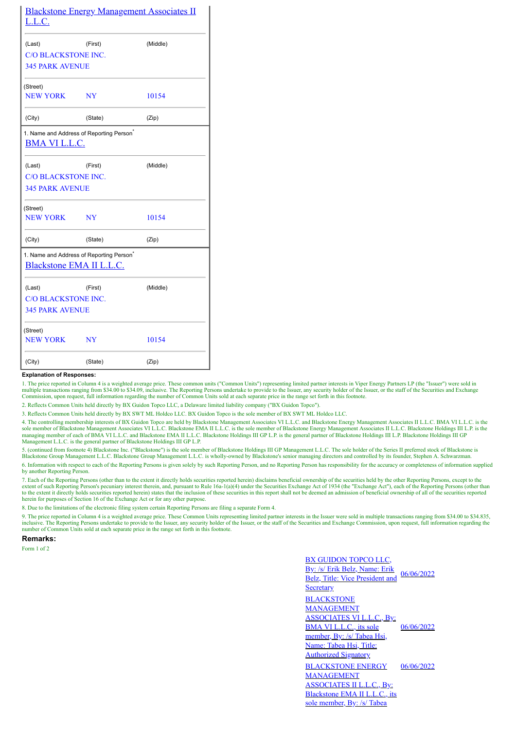Blackstone Energy Management Associates II L.L.C.

| (Last) | (First) | (Middle) |
|---|---|---|
| C/O BLACKSTONE INC. | | |
| 345 PARK AVENUE | | |

(Street)

| NEW YORK | NY | 10154 |
|---|---|---|
| (City) | (State) | (Zip) |

1. Name and Address of Reporting Person*

BMA VI L.L.C.

| (Last) | (First) | (Middle) |
|---|---|---|
| C/O BLACKSTONE INC. | | |
| 345 PARK AVENUE | | |

(Street)

| NEW YORK | NY | 10154 |
|---|---|---|
| (City) | (State) | (Zip) |

1. Name and Address of Reporting Person*

Blackstone EMA II L.L.C.

| (Last) | (First) | (Middle) |
|---|---|---|
| C/O BLACKSTONE INC. | | |
| 345 PARK AVENUE | | |

(Street)

| NEW YORK | NY | 10154 |
|---|---|---|
| (City) | (State) | (Zip) |

**Explanation of Responses:**

1. The price reported in Column 4 is a weighted average price. These common units ("Common Units") representing limited partner interests in Viper Energy Partners LP (the "Issuer") were sold in multiple transactions ranging from $34.00 to $34.09, inclusive. The Reporting Persons undertake to provide to the Issuer, any security holder of the Issuer, or the staff of the Securities and Exchange Commission, upon request, full information regarding the number of Common Units sold at each separate price in the range set forth in this footnote.

2. Reflects Common Units held directly by BX Guidon Topco LLC, a Delaware limited liability company ("BX Guidon Topco").

3. Reflects Common Units held directly by BX SWT ML Holdco LLC. BX Guidon Topco is the sole member of BX SWT ML Holdco LLC.

4. The controlling membership interests of BX Guidon Topco are held by Blackstone Management Associates VI L.L.C. and Blackstone Energy Management Associates II L.L.C. BMA VI L.L.C. is the sole member of Blackstone Management Associates VI L.L.C. Blackstone EMA II L.L.C. is the sole member of Blackstone Energy Management Associates II L.L.C. Blackstone Holdings III L.P. is the managing member of each of BMA VI L.L.C. and Blackstone EMA II L.L.C. Blackstone Holdings III GP L.P. is the general partner of Blackstone Holdings III L.P. Blackstone Holdings III GP Management L.L.C. is the general partner of Blackstone Holdings III GP L.P.

5. (continued from footnote 4) Blackstone Inc. ("Blackstone") is the sole member of Blackstone Holdings III GP Management L.L.C. The sole holder of the Series II preferred stock of Blackstone is Blackstone Group Management L.L.C. Blackstone Group Management L.L.C. is wholly-owned by Blackstone's senior managing directors and controlled by its founder, Stephen A. Schwarzman.

6. Information with respect to each of the Reporting Persons is given solely by such Reporting Person, and no Reporting Person has responsibility for the accuracy or completeness of information supplied by another Reporting Person.

7. Each of the Reporting Persons (other than to the extent it directly holds securities reported herein) disclaims beneficial ownership of the securities held by the other Reporting Persons, except to the extent of such Reporting Person's pecuniary interest therein, and, pursuant to Rule 16a-1(a)(4) under the Securities Exchange Act of 1934 (the "Exchange Act"), each of the Reporting Persons (other than to the extent it directly holds securities reported herein) states that the inclusion of these securities in this report shall not be deemed an admission of beneficial ownership of all of the securities reported herein for purposes of Section 16 of the Exchange Act or for any other purpose.

8. Due to the limitations of the electronic filing system certain Reporting Persons are filing a separate Form 4.

9. The price reported in Column 4 is a weighted average price. These Common Units representing limited partner interests in the Issuer were sold in multiple transactions ranging from $34.00 to $34.835, inclusive. The Reporting Persons undertake to provide to the Issuer, any security holder of the Issuer, or the staff of the Securities and Exchange Commission, upon request, full information regarding the number of Common Units sold at each separate price in the range set forth in this footnote.

**Remarks:**

Form 1 of 2

| | |
|---|---|
| BX GUIDON TOPCO LLC, By: /s/ Erik Belz, Name: Erik Belz, Title: Vice President and Secretary | 06/06/2022 |
| BLACKSTONE MANAGEMENT ASSOCIATES VI L.L.C., By: BMA VI L.L.C., its sole member, By: /s/ Tabea Hsi, Name: Tabea Hsi, Title: Authorized Signatory | 06/06/2022 |
| BLACKSTONE ENERGY MANAGEMENT ASSOCIATES II L.L.C., By: Blackstone EMA II L.L.C., its sole member, By: /s/ Tabea | 06/06/2022 |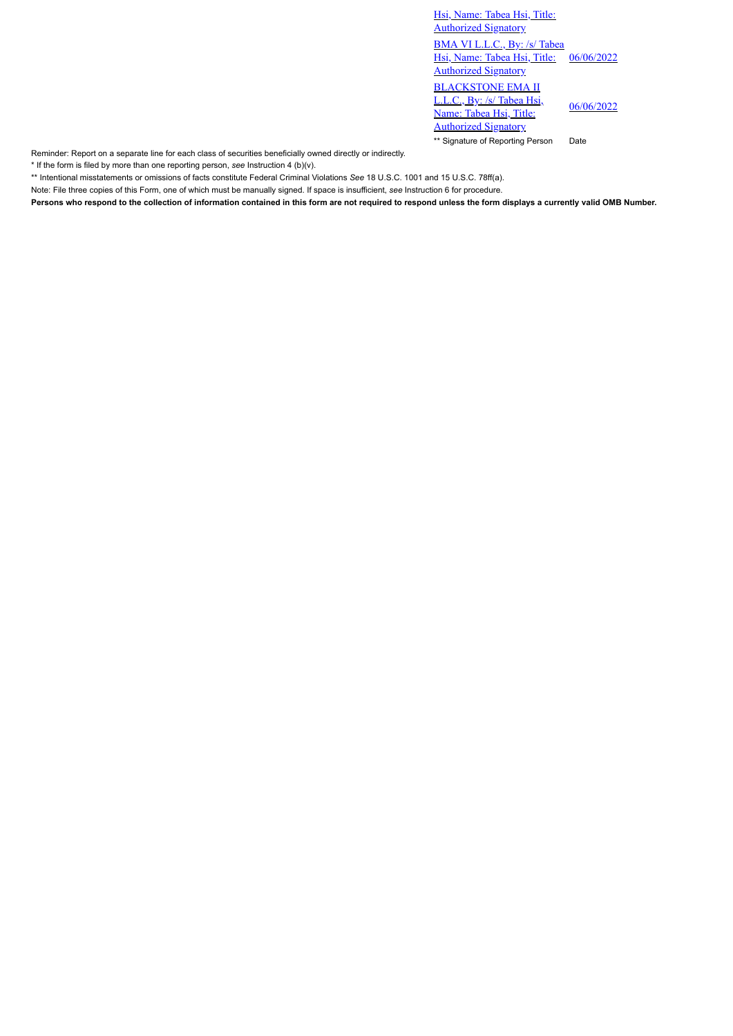| | |
|---|---|
| Hsi, Name: Tabea Hsi, Title: Authorized Signatory | |
| BMA VI L.L.C., By: /s/ Tabea Hsi, Name: Tabea Hsi, Title: Authorized Signatory | 06/06/2022 |
| BLACKSTONE EMA II L.L.C., By: /s/ Tabea Hsi, Name: Tabea Hsi, Title: Authorized Signatory | 06/06/2022 |
| ** Signature of Reporting Person | Date |

Reminder: Report on a separate line for each class of securities beneficially owned directly or indirectly.

* If the form is filed by more than one reporting person, *see* Instruction 4 (b)(v).

** Intentional misstatements or omissions of facts constitute Federal Criminal Violations *See* 18 U.S.C. 1001 and 15 U.S.C. 78ff(a).

Note: File three copies of this Form, one of which must be manually signed. If space is insufficient, *see* Instruction 6 for procedure.

**Persons who respond to the collection of information contained in this form are not required to respond unless the form displays a currently valid OMB Number.**